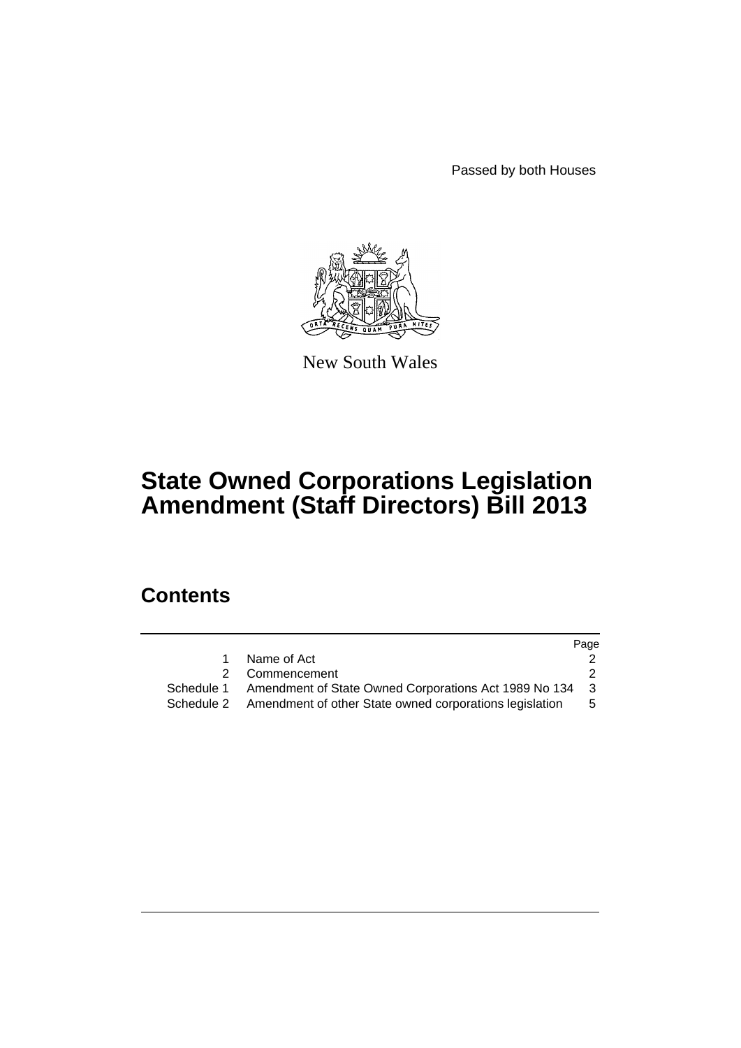Passed by both Houses

New South Wales

# State Owned Corporations Legislation Amendment (Staff Directors) Bill 2013

## Contents

| | | Page |
|---|---|---|
| 1 | Name of Act | 2 |
| 2 | Commencement | 2 |
| Schedule 1 | Amendment of State Owned Corporations Act 1989 No 134 | 3 |
| Schedule 2 | Amendment of other State owned corporations legislation | 5 |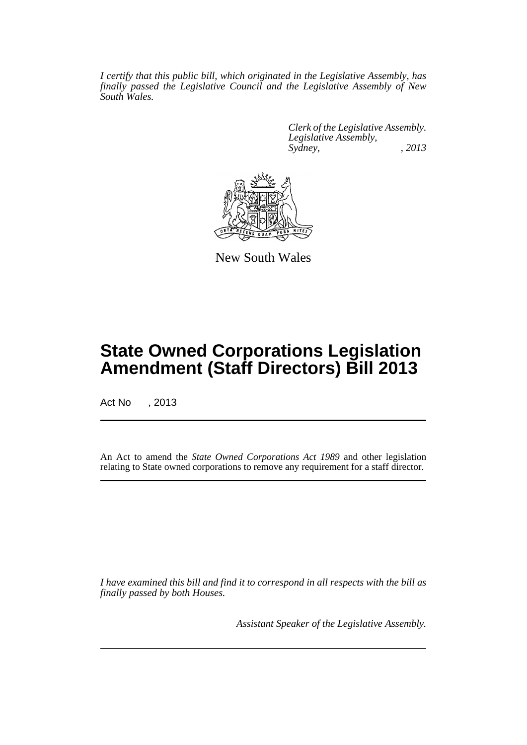*I certify that this public bill, which originated in the Legislative Assembly, has finally passed the Legislative Council and the Legislative Assembly of New South Wales.*

*Clerk of the Legislative Assembly.*
*Legislative Assembly,*
*Sydney, , 2013*

New South Wales

# State Owned Corporations Legislation Amendment (Staff Directors) Bill 2013

Act No , 2013

An Act to amend the *State Owned Corporations Act 1989* and other legislation relating to State owned corporations to remove any requirement for a staff director.

*I have examined this bill and find it to correspond in all respects with the bill as finally passed by both Houses.*

*Assistant Speaker of the Legislative Assembly.*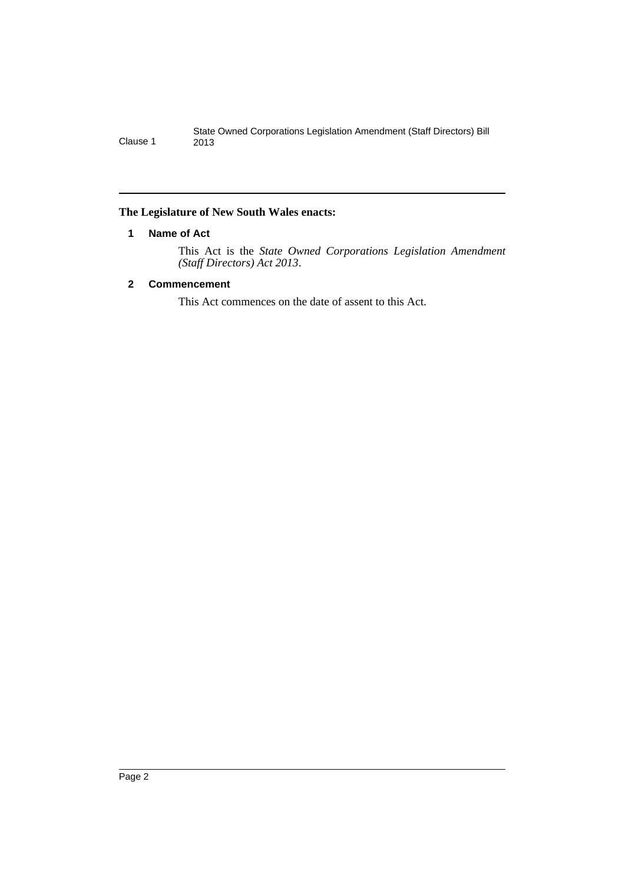**The Legislature of New South Wales enacts:**

### 1 Name of Act

This Act is the *State Owned Corporations Legislation Amendment (Staff Directors) Act 2013*.

### 2 Commencement

This Act commences on the date of assent to this Act.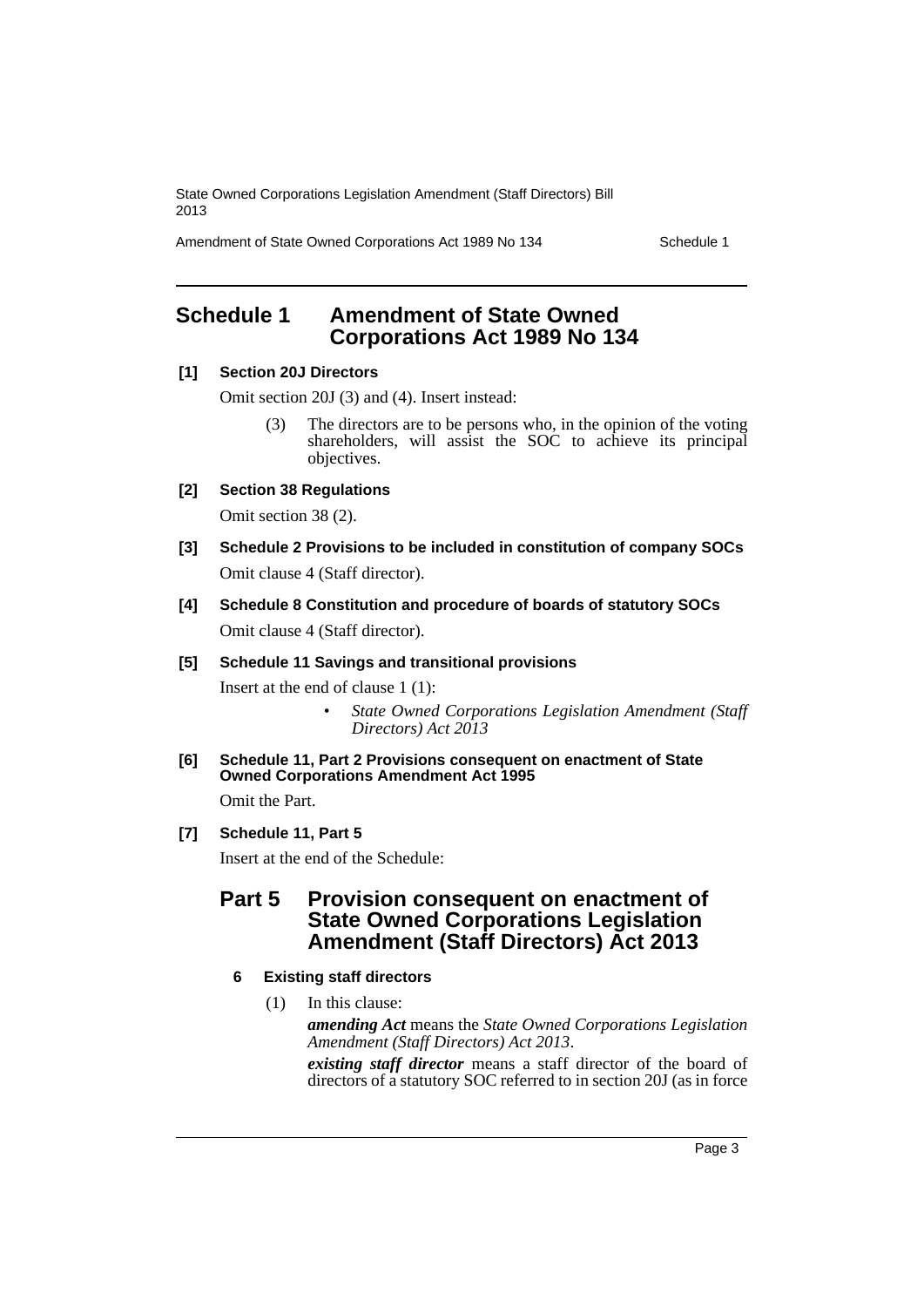# Schedule 1 Amendment of State Owned Corporations Act 1989 No 134

**[1] Section 20J Directors**

Omit section 20J (3) and (4). Insert instead:

> (3) The directors are to be persons who, in the opinion of the voting shareholders, will assist the SOC to achieve its principal objectives.

**[2] Section 38 Regulations**

Omit section 38 (2).

**[3] Schedule 2 Provisions to be included in constitution of company SOCs**

Omit clause 4 (Staff director).

**[4] Schedule 8 Constitution and procedure of boards of statutory SOCs**

Omit clause 4 (Staff director).

**[5] Schedule 11 Savings and transitional provisions**

Insert at the end of clause 1 (1):

> - *State Owned Corporations Legislation Amendment (Staff Directors) Act 2013*

**[6] Schedule 11, Part 2 Provisions consequent on enactment of State Owned Corporations Amendment Act 1995**

Omit the Part.

**[7] Schedule 11, Part 5**

Insert at the end of the Schedule:

## Part 5 Provision consequent on enactment of State Owned Corporations Legislation Amendment (Staff Directors) Act 2013

### 6 Existing staff directors

(1) In this clause:

***amending Act*** means the *State Owned Corporations Legislation Amendment (Staff Directors) Act 2013*.

***existing staff director*** means a staff director of the board of directors of a statutory SOC referred to in section 20J (as in force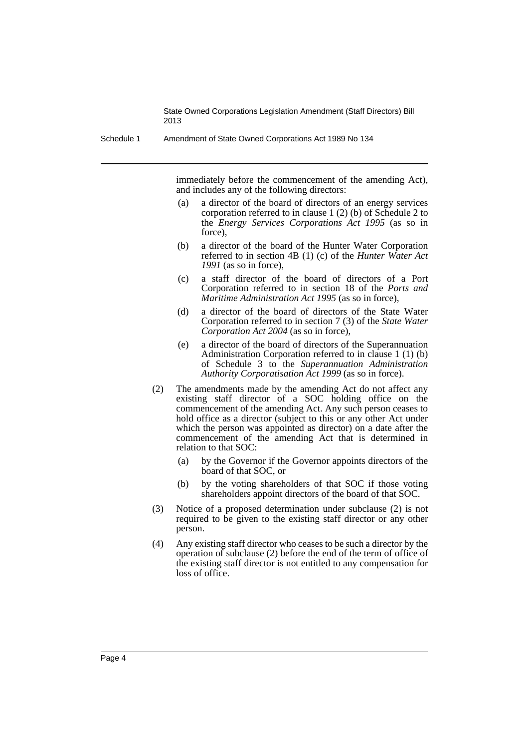immediately before the commencement of the amending Act), and includes any of the following directors:

(a) a director of the board of directors of an energy services corporation referred to in clause 1 (2) (b) of Schedule 2 to the *Energy Services Corporations Act 1995* (as so in force),

(b) a director of the board of the Hunter Water Corporation referred to in section 4B (1) (c) of the *Hunter Water Act 1991* (as so in force),

(c) a staff director of the board of directors of a Port Corporation referred to in section 18 of the *Ports and Maritime Administration Act 1995* (as so in force),

(d) a director of the board of directors of the State Water Corporation referred to in section 7 (3) of the *State Water Corporation Act 2004* (as so in force),

(e) a director of the board of directors of the Superannuation Administration Corporation referred to in clause 1 (1) (b) of Schedule 3 to the *Superannuation Administration Authority Corporatisation Act 1999* (as so in force).

(2) The amendments made by the amending Act do not affect any existing staff director of a SOC holding office on the commencement of the amending Act. Any such person ceases to hold office as a director (subject to this or any other Act under which the person was appointed as director) on a date after the commencement of the amending Act that is determined in relation to that SOC:

(a) by the Governor if the Governor appoints directors of the board of that SOC, or

(b) by the voting shareholders of that SOC if those voting shareholders appoint directors of the board of that SOC.

(3) Notice of a proposed determination under subclause (2) is not required to be given to the existing staff director or any other person.

(4) Any existing staff director who ceases to be such a director by the operation of subclause (2) before the end of the term of office of the existing staff director is not entitled to any compensation for loss of office.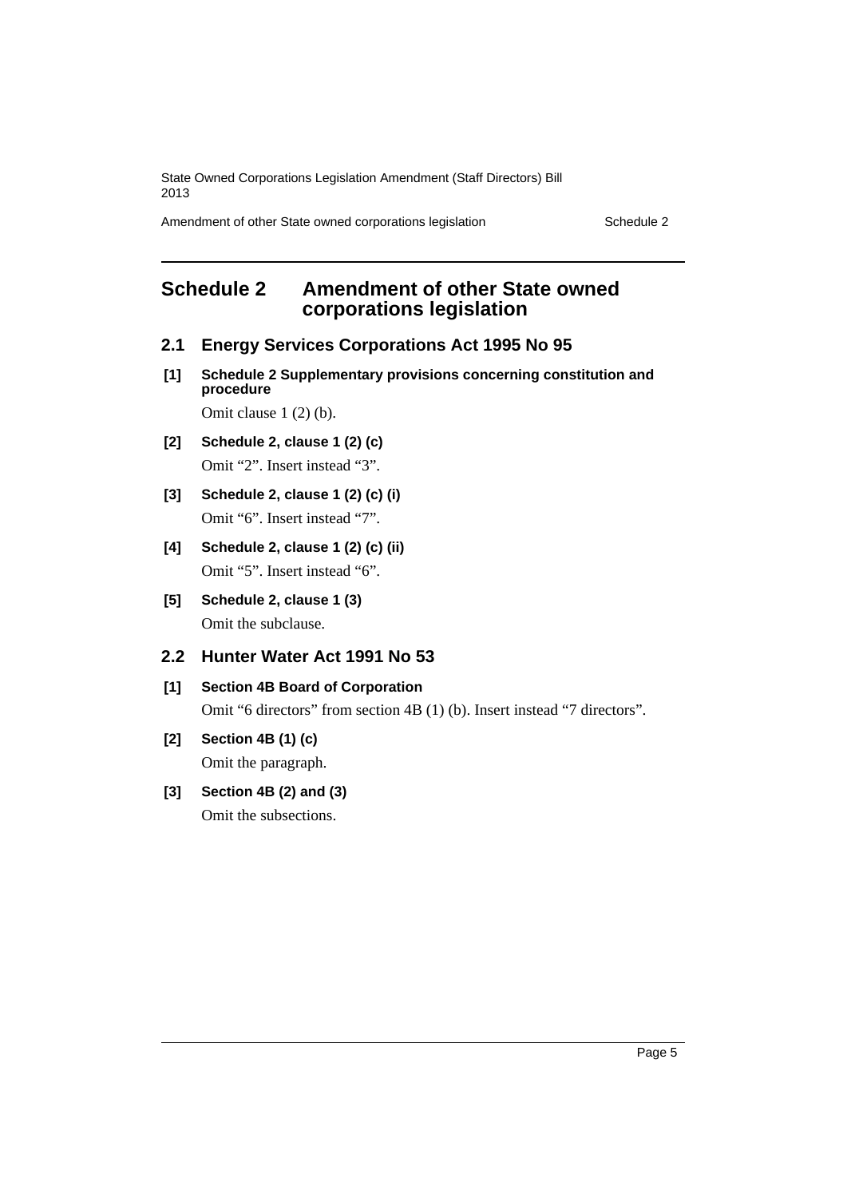# Schedule 2 Amendment of other State owned corporations legislation

## 2.1 Energy Services Corporations Act 1995 No 95

**[1] Schedule 2 Supplementary provisions concerning constitution and procedure**

Omit clause 1 (2) (b).

**[2] Schedule 2, clause 1 (2) (c)**

Omit "2". Insert instead "3".

**[3] Schedule 2, clause 1 (2) (c) (i)**

Omit "6". Insert instead "7".

**[4] Schedule 2, clause 1 (2) (c) (ii)**

Omit "5". Insert instead "6".

**[5] Schedule 2, clause 1 (3)**

Omit the subclause.

## 2.2 Hunter Water Act 1991 No 53

**[1] Section 4B Board of Corporation**

Omit "6 directors" from section 4B (1) (b). Insert instead "7 directors".

**[2] Section 4B (1) (c)**

Omit the paragraph.

**[3] Section 4B (2) and (3)**

Omit the subsections.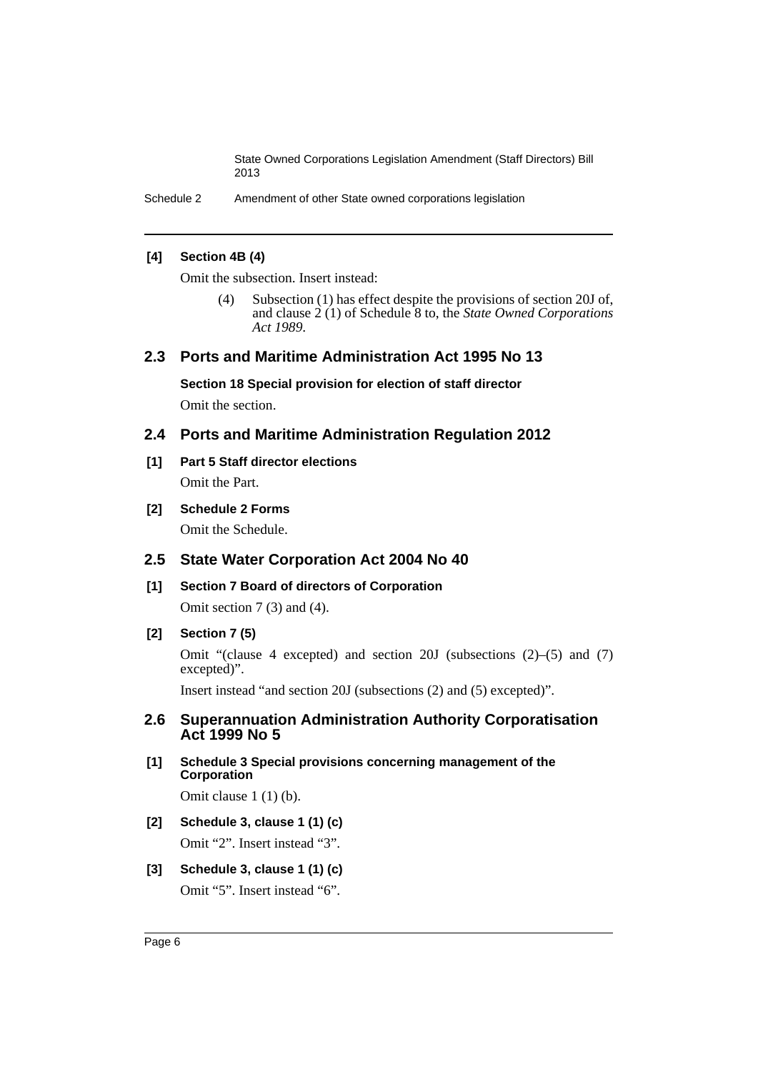**[4] Section 4B (4)**

Omit the subsection. Insert instead:

> (4) Subsection (1) has effect despite the provisions of section 20J of, and clause 2 (1) of Schedule 8 to, the *State Owned Corporations Act 1989*.

## 2.3 Ports and Maritime Administration Act 1995 No 13

**Section 18 Special provision for election of staff director**

Omit the section.

## 2.4 Ports and Maritime Administration Regulation 2012

**[1] Part 5 Staff director elections**

Omit the Part.

**[2] Schedule 2 Forms**

Omit the Schedule.

## 2.5 State Water Corporation Act 2004 No 40

**[1] Section 7 Board of directors of Corporation**

Omit section 7 (3) and (4).

**[2] Section 7 (5)**

Omit "(clause 4 excepted) and section 20J (subsections (2)–(5) and (7) excepted)".

Insert instead "and section 20J (subsections (2) and (5) excepted)".

## 2.6 Superannuation Administration Authority Corporatisation Act 1999 No 5

**[1] Schedule 3 Special provisions concerning management of the Corporation**

Omit clause 1 (1) (b).

**[2] Schedule 3, clause 1 (1) (c)**

Omit "2". Insert instead "3".

**[3] Schedule 3, clause 1 (1) (c)**

Omit "5". Insert instead "6".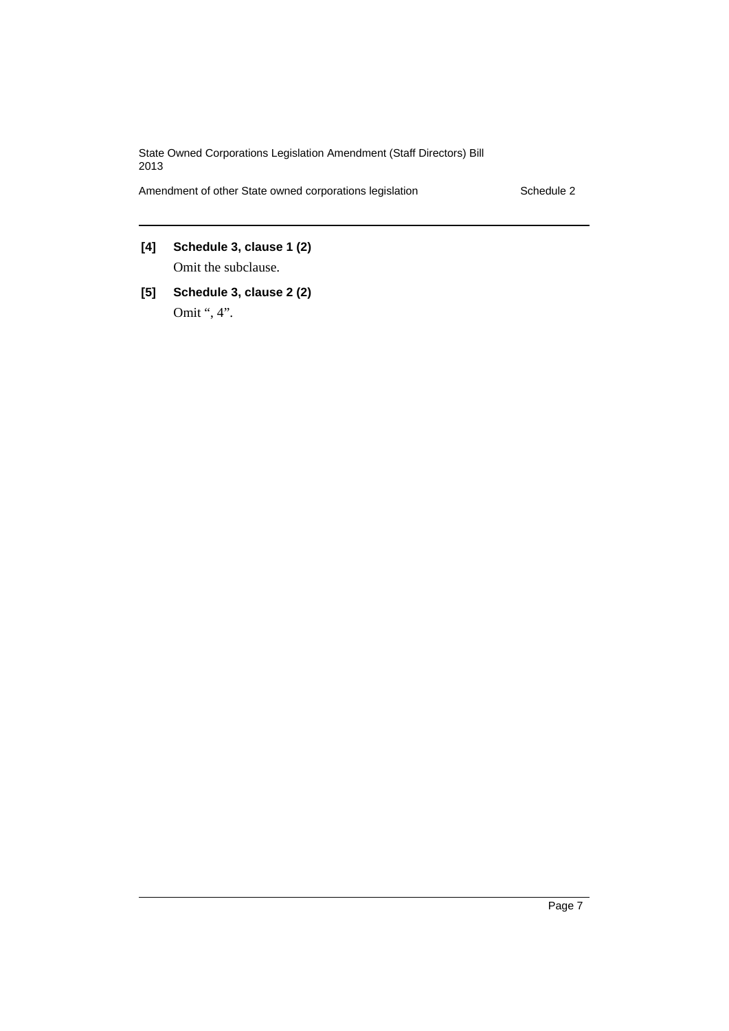**[4] Schedule 3, clause 1 (2)**

Omit the subclause.

**[5] Schedule 3, clause 2 (2)**

Omit ", 4".